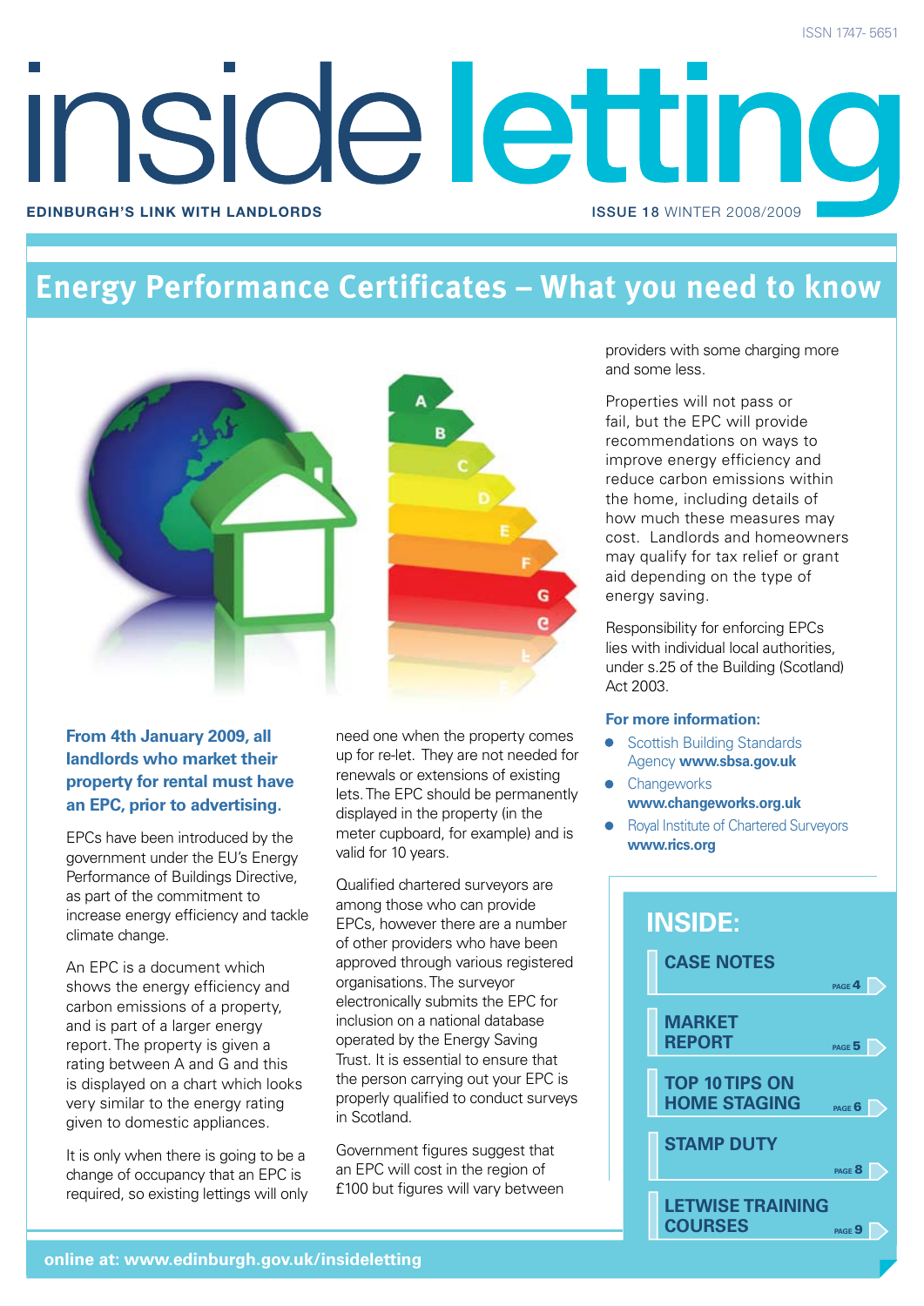ISSN 1747- 5651

# inside letting

**EDINBURGH'S LINK WITH LANDLORDS**

**ISSUE 18** WINTER 2008/2009

## Energy Performance Certificates – What you need to know

**From 4th January 2009, all landlords who market their property for rental must have an EPC, prior to advertising.**

EPCs have been introduced by the government under the EU's Energy Performance of Buildings Directive, as part of the commitment to increase energy efficiency and tackle climate change.

An EPC is a document which shows the energy efficiency and carbon emissions of a property, and is part of a larger energy report. The property is given a rating between A and G and this is displayed on a chart which looks very similar to the energy rating given to domestic appliances.

It is only when there is going to be a change of occupancy that an EPC is required, so existing lettings will only need one when the property comes up for re-let. They are not needed for renewals or extensions of existing lets. The EPC should be permanently displayed in the property (in the meter cupboard, for example) and is valid for 10 years.

Qualified chartered surveyors are among those who can provide EPCs, however there are a number of other providers who have been approved through various registered organisations. The surveyor electronically submits the EPC for inclusion on a national database operated by the Energy Saving Trust. It is essential to ensure that the person carrying out your EPC is properly qualified to conduct surveys in Scotland.

Government figures suggest that an EPC will cost in the region of £100 but figures will vary between providers with some charging more and some less.

Properties will not pass or fail, but the EPC will provide recommendations on ways to improve energy efficiency and reduce carbon emissions within the home, including details of how much these measures may cost. Landlords and homeowners may qualify for tax relief or grant aid depending on the type of energy saving.

Responsibility for enforcing EPCs lies with individual local authorities, under s.25 of the Building (Scotland) Act 2003.

**For more information:**

- Scottish Building Standards Agency **www.sbsa.gov.uk**
- Changeworks **www.changeworks.org.uk**
- Royal Institute of Chartered Surveyors **www.rics.org**

## INSIDE:

- **CASE NOTES** — PAGE 4
- **MARKET REPORT** — PAGE 5
- **TOP 10 TIPS ON HOME STAGING** — PAGE 6
- **STAMP DUTY** — PAGE 8
- **LETWISE TRAINING COURSES** — PAGE 9

**online at: www.edinburgh.gov.uk/insideletting**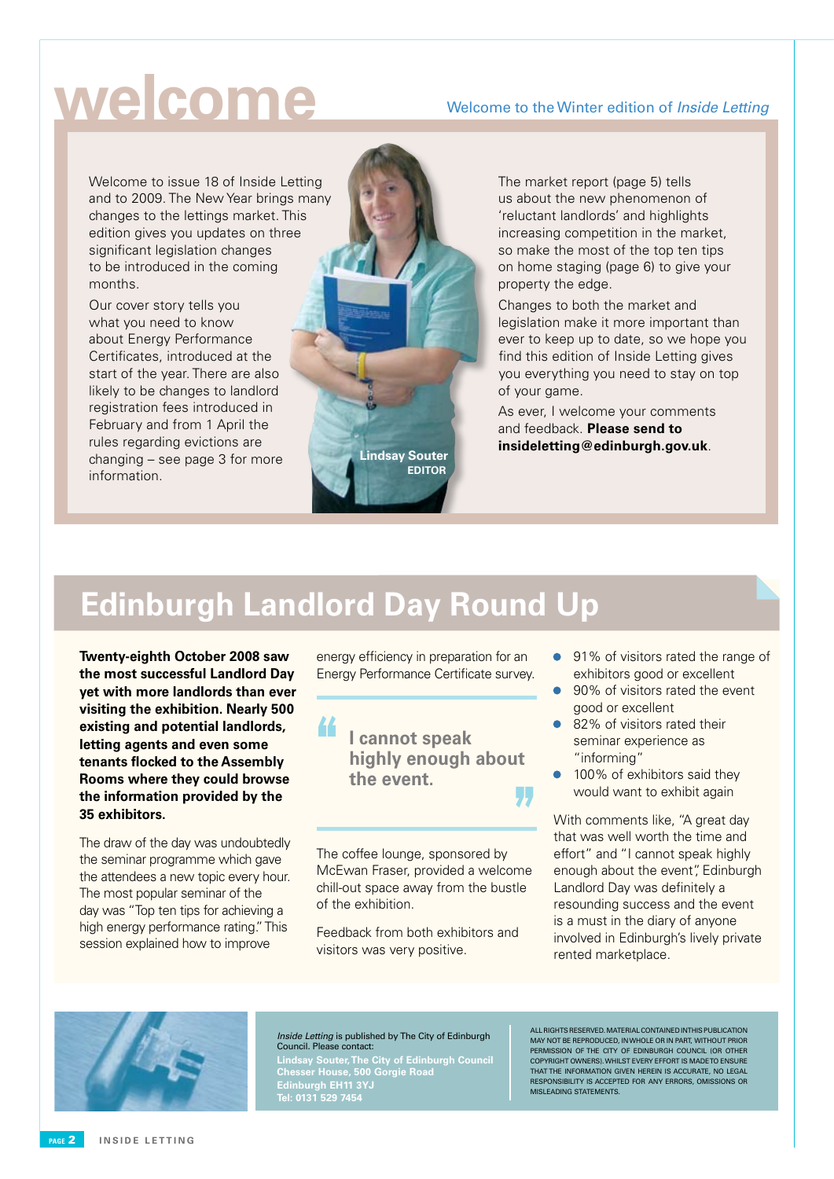# welcome

Welcome to the Winter edition of *Inside Letting*

Welcome to issue 18 of Inside Letting and to 2009. The New Year brings many changes to the lettings market. This edition gives you updates on three significant legislation changes to be introduced in the coming months.

Our cover story tells you what you need to know about Energy Performance Certificates, introduced at the start of the year. There are also likely to be changes to landlord registration fees introduced in February and from 1 April the rules regarding evictions are changing – see page 3 for more information.

**Lindsay Souter**
**EDITOR**

The market report (page 5) tells us about the new phenomenon of 'reluctant landlords' and highlights increasing competition in the market, so make the most of the top ten tips on home staging (page 6) to give your property the edge.

Changes to both the market and legislation make it more important than ever to keep up to date, so we hope you find this edition of Inside Letting gives you everything you need to stay on top of your game.

As ever, I welcome your comments and feedback. **Please send to insideletting@edinburgh.gov.uk**.

## Edinburgh Landlord Day Round Up

**Twenty-eighth October 2008 saw the most successful Landlord Day yet with more landlords than ever visiting the exhibition. Nearly 500 existing and potential landlords, letting agents and even some tenants flocked to the Assembly Rooms where they could browse the information provided by the 35 exhibitors.**

The draw of the day was undoubtedly the seminar programme which gave the attendees a new topic every hour. The most popular seminar of the day was "Top ten tips for achieving a high energy performance rating." This session explained how to improve energy efficiency in preparation for an Energy Performance Certificate survey.

> **"I cannot speak highly enough about the event."**

The coffee lounge, sponsored by McEwan Fraser, provided a welcome chill-out space away from the bustle of the exhibition.

Feedback from both exhibitors and visitors was very positive.

- 91% of visitors rated the range of exhibitors good or excellent
- 90% of visitors rated the event good or excellent
- 82% of visitors rated their seminar experience as "informing"
- 100% of exhibitors said they would want to exhibit again

With comments like, "A great day that was well worth the time and effort" and "I cannot speak highly enough about the event", Edinburgh Landlord Day was definitely a resounding success and the event is a must in the diary of anyone involved in Edinburgh's lively private rented marketplace.

*Inside Letting* is published by The City of Edinburgh Council. Please contact:

**Lindsay Souter, The City of Edinburgh Council**
**Chesser House, 500 Gorgie Road**
**Edinburgh EH11 3YJ**
**Tel: 0131 529 7454**

ALL RIGHTS RESERVED. MATERIAL CONTAINED IN THIS PUBLICATION MAY NOT BE REPRODUCED, IN WHOLE OR IN PART, WITHOUT PRIOR PERMISSION OF THE CITY OF EDINBURGH COUNCIL (OR OTHER COPYRIGHT OWNERS). WHILST EVERY EFFORT IS MADE TO ENSURE THAT THE INFORMATION GIVEN HEREIN IS ACCURATE, NO LEGAL RESPONSIBILITY IS ACCEPTED FOR ANY ERRORS, OMISSIONS OR MISLEADING STATEMENTS.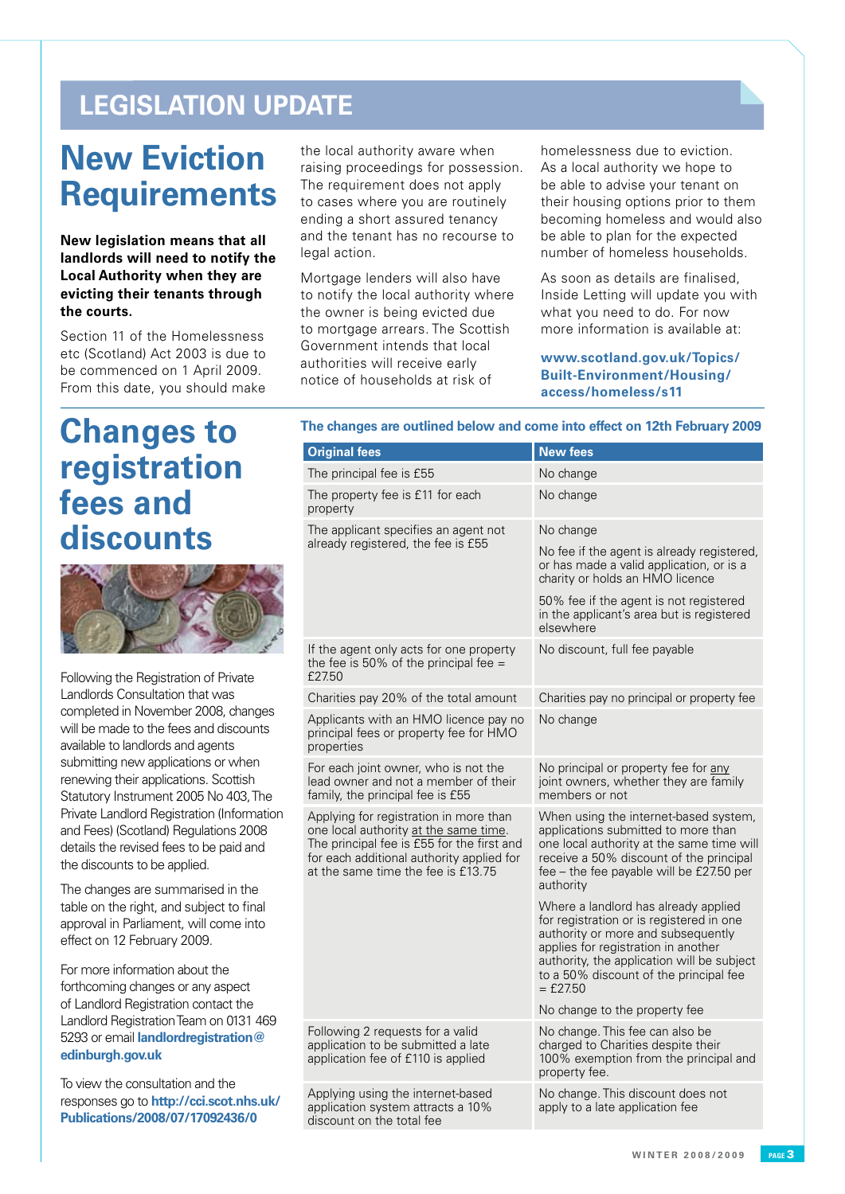# LEGISLATION UPDATE

## New Eviction Requirements

**New legislation means that all landlords will need to notify the Local Authority when they are evicting their tenants through the courts.**

Section 11 of the Homelessness etc (Scotland) Act 2003 is due to be commenced on 1 April 2009. From this date, you should make the local authority aware when raising proceedings for possession. The requirement does not apply to cases where you are routinely ending a short assured tenancy and the tenant has no recourse to legal action.

Mortgage lenders will also have to notify the local authority where the owner is being evicted due to mortgage arrears. The Scottish Government intends that local authorities will receive early notice of households at risk of homelessness due to eviction. As a local authority we hope to be able to advise your tenant on their housing options prior to them becoming homeless and would also be able to plan for the expected number of homeless households.

As soon as details are finalised, Inside Letting will update you with what you need to do. For now more information is available at:

**www.scotland.gov.uk/Topics/Built-Environment/Housing/access/homeless/s11**

## Changes to registration fees and discounts

Following the Registration of Private Landlords Consultation that was completed in November 2008, changes will be made to the fees and discounts available to landlords and agents submitting new applications or when renewing their applications. Scottish Statutory Instrument 2005 No 403, The Private Landlord Registration (Information and Fees) (Scotland) Regulations 2008 details the revised fees to be paid and the discounts to be applied.

The changes are summarised in the table on the right, and subject to final approval in Parliament, will come into effect on 12 February 2009.

For more information about the forthcoming changes or any aspect of Landlord Registration contact the Landlord Registration Team on 0131 469 5293 or email **landlordregistration@edinburgh.gov.uk**

To view the consultation and the responses go to **http://cci.scot.nhs.uk/Publications/2008/07/17092436/0**

**The changes are outlined below and come into effect on 12th February 2009**

| Original fees | New fees |
|---|---|
| The principal fee is £55 | No change |
| The property fee is £11 for each property | No change |
| The applicant specifies an agent not already registered, the fee is £55 | No change<br>No fee if the agent is already registered, or has made a valid application, or is a charity or holds an HMO licence<br>50% fee if the agent is not registered in the applicant's area but is registered elsewhere |
| If the agent only acts for one property the fee is 50% of the principal fee = £27.50 | No discount, full fee payable |
| Charities pay 20% of the total amount | Charities pay no principal or property fee |
| Applicants with an HMO licence pay no principal fees or property fee for HMO properties | No change |
| For each joint owner, who is not the lead owner and not a member of their family, the principal fee is £55 | No principal or property fee for <u>any</u> joint owners, whether they are family members or not |
| Applying for registration in more than one local authority <u>at the same time</u>. The principal fee is £55 for the first and for each additional authority applied for at the same time the fee is £13.75 | When using the internet-based system, applications submitted to more than one local authority at the same time will receive a 50% discount of the principal fee – the fee payable will be £27.50 per authority<br>Where a landlord has already applied for registration or is registered in one authority or more and subsequently applies for registration in another authority, the application will be subject to a 50% discount of the principal fee = £27.50<br>No change to the property fee |
| Following 2 requests for a valid application to be submitted a late application fee of £110 is applied | No change. This fee can also be charged to Charities despite their 100% exemption from the principal and property fee. |
| Applying using the internet-based application system attracts a 10% discount on the total fee | No change. This discount does not apply to a late application fee |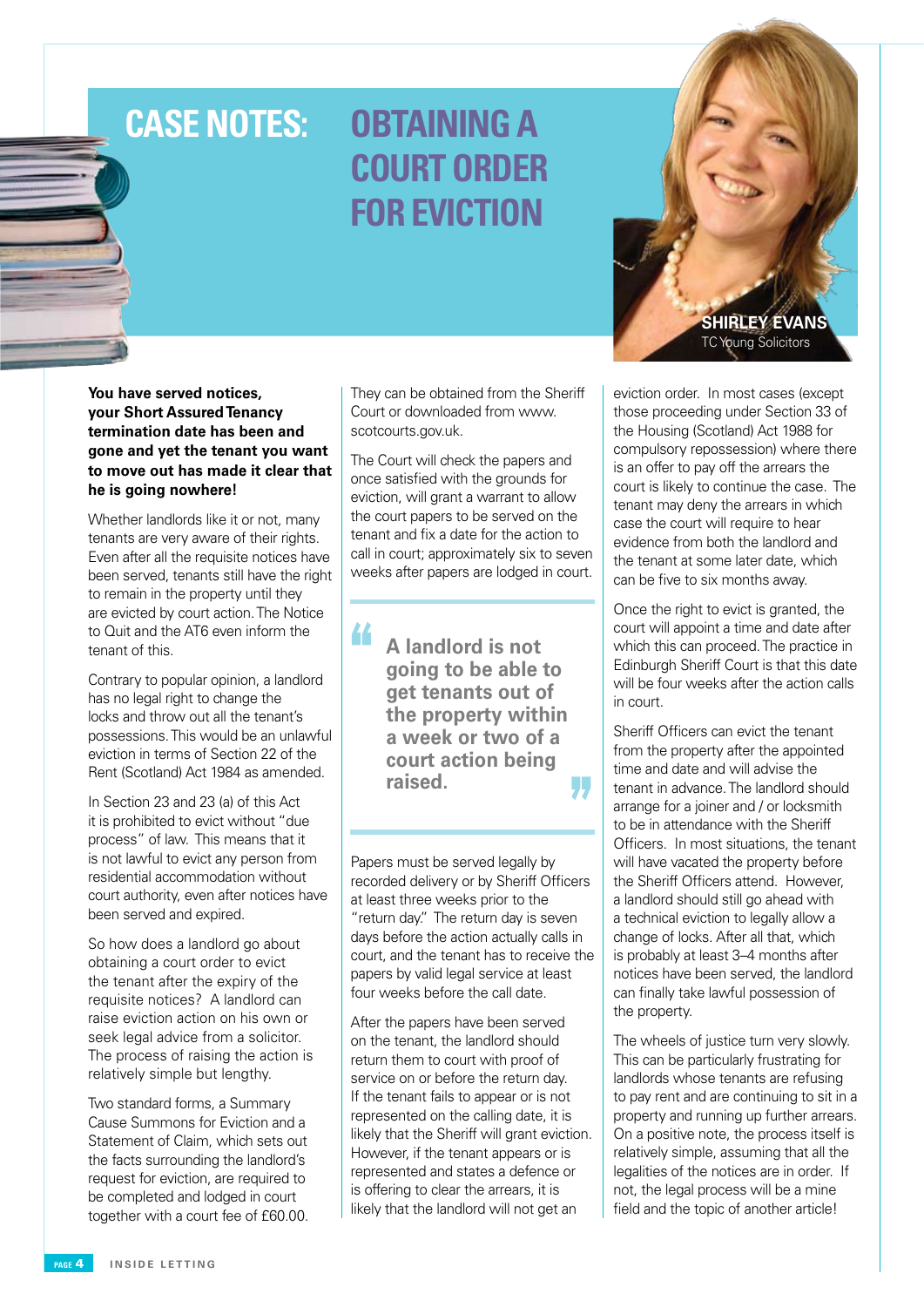# CASE NOTES: OBTAINING A COURT ORDER FOR EVICTION

**SHIRLEY EVANS**
TC Young Solicitors

**You have served notices, your Short Assured Tenancy termination date has been and gone and yet the tenant you want to move out has made it clear that he is going nowhere!**

Whether landlords like it or not, many tenants are very aware of their rights. Even after all the requisite notices have been served, tenants still have the right to remain in the property until they are evicted by court action. The Notice to Quit and the AT6 even inform the tenant of this.

Contrary to popular opinion, a landlord has no legal right to change the locks and throw out all the tenant's possessions. This would be an unlawful eviction in terms of Section 22 of the Rent (Scotland) Act 1984 as amended.

In Section 23 and 23 (a) of this Act it is prohibited to evict without "due process" of law. This means that it is not lawful to evict any person from residential accommodation without court authority, even after notices have been served and expired.

So how does a landlord go about obtaining a court order to evict the tenant after the expiry of the requisite notices? A landlord can raise eviction action on his own or seek legal advice from a solicitor. The process of raising the action is relatively simple but lengthy.

Two standard forms, a Summary Cause Summons for Eviction and a Statement of Claim, which sets out the facts surrounding the landlord's request for eviction, are required to be completed and lodged in court together with a court fee of £60.00. They can be obtained from the Sheriff Court or downloaded from www.scotcourts.gov.uk.

The Court will check the papers and once satisfied with the grounds for eviction, will grant a warrant to allow the court papers to be served on the tenant and fix a date for the action to call in court; approximately six to seven weeks after papers are lodged in court.

> "A landlord is not going to be able to get tenants out of the property within a week or two of a court action being raised."

Papers must be served legally by recorded delivery or by Sheriff Officers at least three weeks prior to the "return day." The return day is seven days before the action actually calls in court, and the tenant has to receive the papers by valid legal service at least four weeks before the call date.

After the papers have been served on the tenant, the landlord should return them to court with proof of service on or before the return day. If the tenant fails to appear or is not represented on the calling date, it is likely that the Sheriff will grant eviction. However, if the tenant appears or is represented and states a defence or is offering to clear the arrears, it is likely that the landlord will not get an eviction order. In most cases (except those proceeding under Section 33 of the Housing (Scotland) Act 1988 for compulsory repossession) where there is an offer to pay off the arrears the court is likely to continue the case. The tenant may deny the arrears in which case the court will require to hear evidence from both the landlord and the tenant at some later date, which can be five to six months away.

Once the right to evict is granted, the court will appoint a time and date after which this can proceed. The practice in Edinburgh Sheriff Court is that this date will be four weeks after the action calls in court.

Sheriff Officers can evict the tenant from the property after the appointed time and date and will advise the tenant in advance. The landlord should arrange for a joiner and / or locksmith to be in attendance with the Sheriff Officers. In most situations, the tenant will have vacated the property before the Sheriff Officers attend. However, a landlord should still go ahead with a technical eviction to legally allow a change of locks. After all that, which is probably at least 3–4 months after notices have been served, the landlord can finally take lawful possession of the property.

The wheels of justice turn very slowly. This can be particularly frustrating for landlords whose tenants are refusing to pay rent and are continuing to sit in a property and running up further arrears. On a positive note, the process itself is relatively simple, assuming that all the legalities of the notices are in order. If not, the legal process will be a mine field and the topic of another article!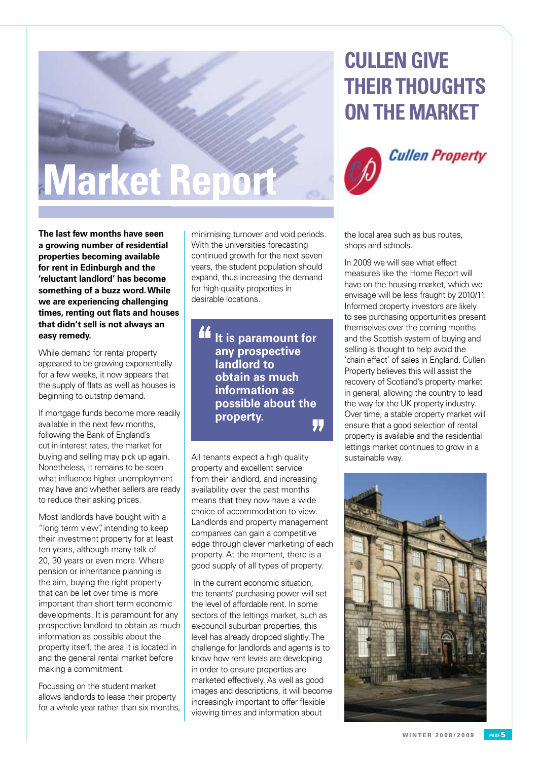# Market Report

# CULLEN GIVE THEIR THOUGHTS ON THE MARKET

Cullen Property

**The last few months have seen a growing number of residential properties becoming available for rent in Edinburgh and the 'reluctant landlord' has become something of a buzz word. While we are experiencing challenging times, renting out flats and houses that didn't sell is not always an easy remedy.**

While demand for rental property appeared to be growing exponentially for a few weeks, it now appears that the supply of flats as well as houses is beginning to outstrip demand.

If mortgage funds become more readily available in the next few months, following the Bank of England's cut in interest rates, the market for buying and selling may pick up again. Nonetheless, it remains to be seen what influence higher unemployment may have and whether sellers are ready to reduce their asking prices.

Most landlords have bought with a "long term view", intending to keep their investment property for at least ten years, although many talk of 20, 30 years or even more. Where pension or inheritance planning is the aim, buying the right property that can be let over time is more important than short term economic developments. It is paramount for any prospective landlord to obtain as much information as possible about the property itself, the area it is located in and the general rental market before making a commitment.

Focussing on the student market allows landlords to lease their property for a whole year rather than six months, minimising turnover and void periods. With the universities forecasting continued growth for the next seven years, the student population should expand, thus increasing the demand for high-quality properties in desirable locations.

> **"It is paramount for any prospective landlord to obtain as much information as possible about the property."**

All tenants expect a high quality property and excellent service from their landlord, and increasing availability over the past months means that they now have a wide choice of accommodation to view. Landlords and property management companies can gain a competitive edge through clever marketing of each property. At the moment, there is a good supply of all types of property.

In the current economic situation, the tenants' purchasing power will set the level of affordable rent. In some sectors of the lettings market, such as ex-council suburban properties, this level has already dropped slightly. The challenge for landlords and agents is to know how rent levels are developing in order to ensure properties are marketed effectively. As well as good images and descriptions, it will become increasingly important to offer flexible viewing times and information about the local area such as bus routes, shops and schools.

In 2009 we will see what effect measures like the Home Report will have on the housing market, which we envisage will be less fraught by 2010/11. Informed property investors are likely to see purchasing opportunities present themselves over the coming months and the Scottish system of buying and selling is thought to help avoid the 'chain effect' of sales in England. Cullen Property believes this will assist the recovery of Scotland's property market in general, allowing the country to lead the way for the UK property industry. Over time, a stable property market will ensure that a good selection of rental property is available and the residential lettings market continues to grow in a sustainable way.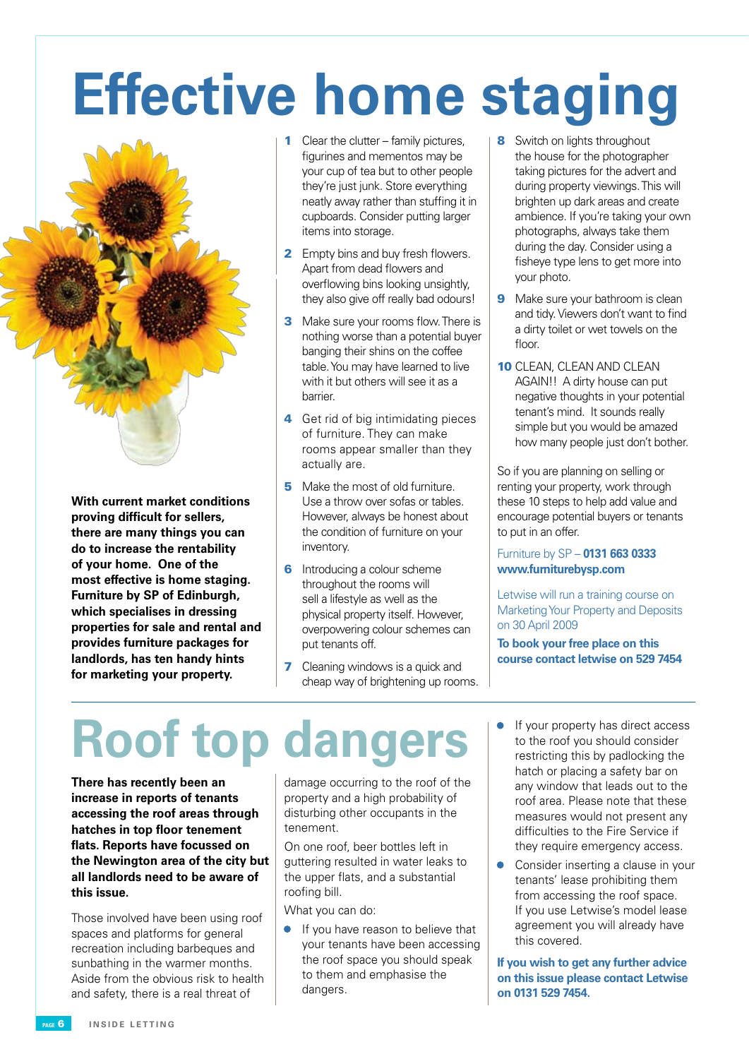# Effective home staging

**With current market conditions proving difficult for sellers, there are many things you can do to increase the rentability of your home. One of the most effective is home staging. Furniture by SP of Edinburgh, which specialises in dressing properties for sale and rental and provides furniture packages for landlords, has ten handy hints for marketing your property.**

1. Clear the clutter – family pictures, figurines and mementos may be your cup of tea but to other people they're just junk. Store everything neatly away rather than stuffing it in cupboards. Consider putting larger items into storage.
2. Empty bins and buy fresh flowers. Apart from dead flowers and overflowing bins looking unsightly, they also give off really bad odours!
3. Make sure your rooms flow. There is nothing worse than a potential buyer banging their shins on the coffee table. You may have learned to live with it but others will see it as a barrier.
4. Get rid of big intimidating pieces of furniture. They can make rooms appear smaller than they actually are.
5. Make the most of old furniture. Use a throw over sofas or tables. However, always be honest about the condition of furniture on your inventory.
6. Introducing a colour scheme throughout the rooms will sell a lifestyle as well as the physical property itself. However, overpowering colour schemes can put tenants off.
7. Cleaning windows is a quick and cheap way of brightening up rooms.
8. Switch on lights throughout the house for the photographer taking pictures for the advert and during property viewings. This will brighten up dark areas and create ambience. If you're taking your own photographs, always take them during the day. Consider using a fisheye type lens to get more into your photo.
9. Make sure your bathroom is clean and tidy. Viewers don't want to find a dirty toilet or wet towels on the floor.
10. CLEAN, CLEAN AND CLEAN AGAIN!! A dirty house can put negative thoughts in your potential tenant's mind. It sounds really simple but you would be amazed how many people just don't bother.

So if you are planning on selling or renting your property, work through these 10 steps to help add value and encourage potential buyers or tenants to put in an offer.

Furniture by SP – **0131 663 0333**
**www.furniturebysp.com**

Letwise will run a training course on Marketing Your Property and Deposits on 30 April 2009

**To book your free place on this course contact letwise on 529 7454**

# Roof top dangers

**There has recently been an increase in reports of tenants accessing the roof areas through hatches in top floor tenement flats. Reports have focussed on the Newington area of the city but all landlords need to be aware of this issue.**

Those involved have been using roof spaces and platforms for general recreation including barbeques and sunbathing in the warmer months. Aside from the obvious risk to health and safety, there is a real threat of damage occurring to the roof of the property and a high probability of disturbing other occupants in the tenement.

On one roof, beer bottles left in guttering resulted in water leaks to the upper flats, and a substantial roofing bill.

What you can do:

- If you have reason to believe that your tenants have been accessing the roof space you should speak to them and emphasise the dangers.
- If your property has direct access to the roof you should consider restricting this by padlocking the hatch or placing a safety bar on any window that leads out to the roof area. Please note that these measures would not present any difficulties to the Fire Service if they require emergency access.
- Consider inserting a clause in your tenants' lease prohibiting them from accessing the roof space. If you use Letwise's model lease agreement you will already have this covered.

**If you wish to get any further advice on this issue please contact Letwise on 0131 529 7454.**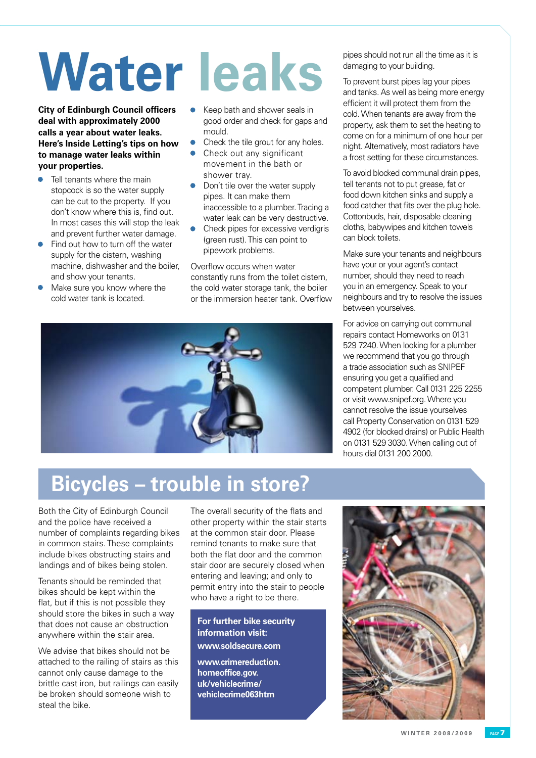# Water leaks

**City of Edinburgh Council officers deal with approximately 2000 calls a year about water leaks. Here's Inside Letting's tips on how to manage water leaks within your properties.**

- Tell tenants where the main stopcock is so the water supply can be cut to the property. If you don't know where this is, find out. In most cases this will stop the leak and prevent further water damage.
- Find out how to turn off the water supply for the cistern, washing machine, dishwasher and the boiler, and show your tenants.
- Make sure you know where the cold water tank is located.
- Keep bath and shower seals in good order and check for gaps and mould.
- Check the tile grout for any holes.
- Check out any significant movement in the bath or shower tray.
- Don't tile over the water supply pipes. It can make them inaccessible to a plumber. Tracing a water leak can be very destructive.
- Check pipes for excessive verdigris (green rust). This can point to pipework problems.

Overflow occurs when water constantly runs from the toilet cistern, the cold water storage tank, the boiler or the immersion heater tank. Overflow pipes should not run all the time as it is damaging to your building.

To prevent burst pipes lag your pipes and tanks. As well as being more energy efficient it will protect them from the cold. When tenants are away from the property, ask them to set the heating to come on for a minimum of one hour per night. Alternatively, most radiators have a frost setting for these circumstances.

To avoid blocked communal drain pipes, tell tenants not to put grease, fat or food down kitchen sinks and supply a food catcher that fits over the plug hole. Cottonbuds, hair, disposable cleaning cloths, babywipes and kitchen towels can block toilets.

Make sure your tenants and neighbours have your or your agent's contact number, should they need to reach you in an emergency. Speak to your neighbours and try to resolve the issues between yourselves.

For advice on carrying out communal repairs contact Homeworks on 0131 529 7240. When looking for a plumber we recommend that you go through a trade association such as SNIPEF ensuring you get a qualified and competent plumber. Call 0131 225 2255 or visit www.snipef.org. Where you cannot resolve the issue yourselves call Property Conservation on 0131 529 4902 (for blocked drains) or Public Health on 0131 529 3030. When calling out of hours dial 0131 200 2000.

## Bicycles – trouble in store?

Both the City of Edinburgh Council and the police have received a number of complaints regarding bikes in common stairs. These complaints include bikes obstructing stairs and landings and of bikes being stolen.

Tenants should be reminded that bikes should be kept within the flat, but if this is not possible they should store the bikes in such a way that does not cause an obstruction anywhere within the stair area.

We advise that bikes should not be attached to the railing of stairs as this cannot only cause damage to the brittle cast iron, but railings can easily be broken should someone wish to steal the bike.

The overall security of the flats and other property within the stair starts at the common stair door. Please remind tenants to make sure that both the flat door and the common stair door are securely closed when entering and leaving; and only to permit entry into the stair to people who have a right to be there.

**For further bike security information visit:**

**www.soldsecure.com**

**www.crimereduction.homeoffice.gov.uk/vehiclecrime/vehiclecrime063htm**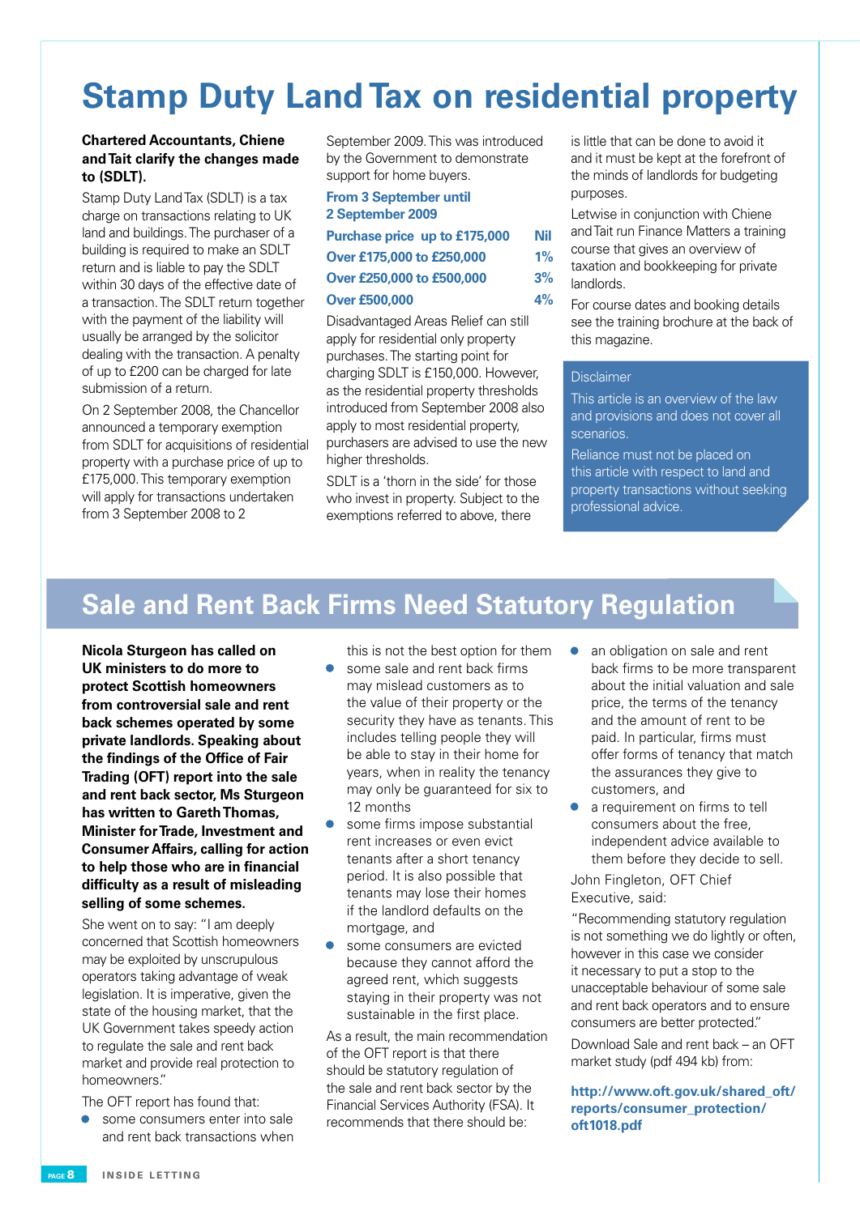# Stamp Duty Land Tax on residential property

**Chartered Accountants, Chiene and Tait clarify the changes made to (SDLT).**

Stamp Duty Land Tax (SDLT) is a tax charge on transactions relating to UK land and buildings. The purchaser of a building is required to make an SDLT return and is liable to pay the SDLT within 30 days of the effective date of a transaction. The SDLT return together with the payment of the liability will usually be arranged by the solicitor dealing with the transaction. A penalty of up to £200 can be charged for late submission of a return.

On 2 September 2008, the Chancellor announced a temporary exemption from SDLT for acquisitions of residential property with a purchase price of up to £175,000. This temporary exemption will apply for transactions undertaken from 3 September 2008 to 2 September 2009. This was introduced by the Government to demonstrate support for home buyers.

**From 3 September until 2 September 2009**

| Purchase price | |
|---|---|
| up to £175,000 | Nil |
| Over £175,000 to £250,000 | 1% |
| Over £250,000 to £500,000 | 3% |
| Over £500,000 | 4% |

Disadvantaged Areas Relief can still apply for residential only property purchases. The starting point for charging SDLT is £150,000. However, as the residential property thresholds introduced from September 2008 also apply to most residential property, purchasers are advised to use the new higher thresholds.

SDLT is a 'thorn in the side' for those who invest in property. Subject to the exemptions referred to above, there is little that can be done to avoid it and it must be kept at the forefront of the minds of landlords for budgeting purposes.

Letwise in conjunction with Chiene and Tait run Finance Matters a training course that gives an overview of taxation and bookkeeping for private landlords.

For course dates and booking details see the training brochure at the back of this magazine.

**Disclaimer**

This article is an overview of the law and provisions and does not cover all scenarios.

Reliance must not be placed on this article with respect to land and property transactions without seeking professional advice.

# Sale and Rent Back Firms Need Statutory Regulation

**Nicola Sturgeon has called on UK ministers to do more to protect Scottish homeowners from controversial sale and rent back schemes operated by some private landlords. Speaking about the findings of the Office of Fair Trading (OFT) report into the sale and rent back sector, Ms Sturgeon has written to Gareth Thomas, Minister for Trade, Investment and Consumer Affairs, calling for action to help those who are in financial difficulty as a result of misleading selling of some schemes.**

She went on to say: "I am deeply concerned that Scottish homeowners may be exploited by unscrupulous operators taking advantage of weak legislation. It is imperative, given the state of the housing market, that the UK Government takes speedy action to regulate the sale and rent back market and provide real protection to homeowners."

The OFT report has found that:

- some consumers enter into sale and rent back transactions when this is not the best option for them
- some sale and rent back firms may mislead customers as to the value of their property or the security they have as tenants. This includes telling people they will be able to stay in their home for years, when in reality the tenancy may only be guaranteed for six to 12 months
- some firms impose substantial rent increases or even evict tenants after a short tenancy period. It is also possible that tenants may lose their homes if the landlord defaults on the mortgage, and
- some consumers are evicted because they cannot afford the agreed rent, which suggests staying in their property was not sustainable in the first place.

As a result, the main recommendation of the OFT report is that there should be statutory regulation of the sale and rent back sector by the Financial Services Authority (FSA). It recommends that there should be:

- an obligation on sale and rent back firms to be more transparent about the initial valuation and sale price, the terms of the tenancy and the amount of rent to be paid. In particular, firms must offer forms of tenancy that match the assurances they give to customers, and
- a requirement on firms to tell consumers about the free, independent advice available to them before they decide to sell.

John Fingleton, OFT Chief Executive, said:

"Recommending statutory regulation is not something we do lightly or often, however in this case we consider it necessary to put a stop to the unacceptable behaviour of some sale and rent back operators and to ensure consumers are better protected."

Download Sale and rent back – an OFT market study (pdf 494 kb) from:

**http://www.oft.gov.uk/shared_oft/reports/consumer_protection/oft1018.pdf**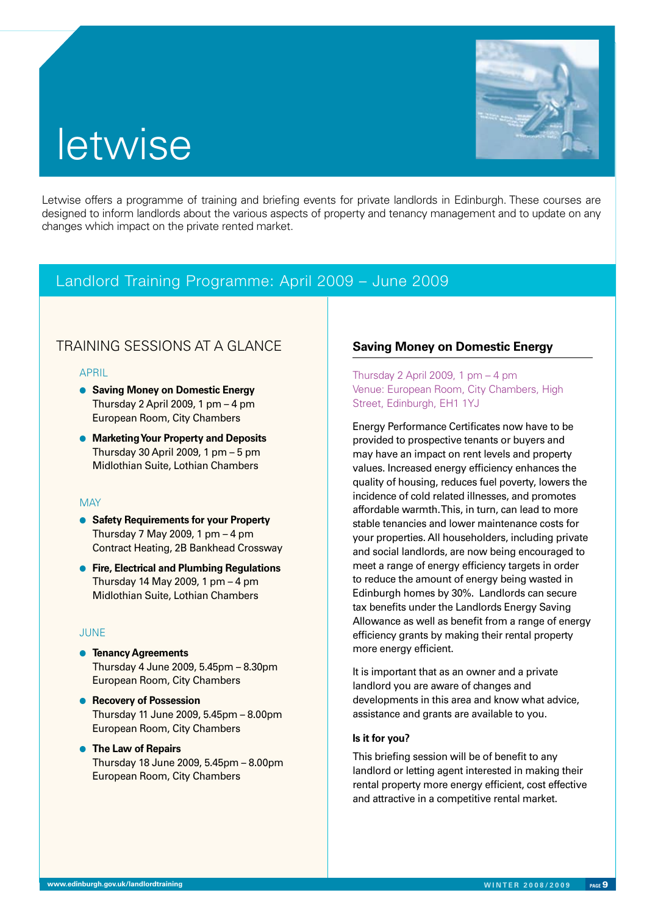# letwise

Letwise offers a programme of training and briefing events for private landlords in Edinburgh. These courses are designed to inform landlords about the various aspects of property and tenancy management and to update on any changes which impact on the private rented market.

## Landlord Training Programme: April 2009 – June 2009

### TRAINING SESSIONS AT A GLANCE

APRIL

- **Saving Money on Domestic Energy**
  Thursday 2 April 2009, 1 pm – 4 pm
  European Room, City Chambers
- **Marketing Your Property and Deposits**
  Thursday 30 April 2009, 1 pm – 5 pm
  Midlothian Suite, Lothian Chambers

MAY

- **Safety Requirements for your Property**
  Thursday 7 May 2009, 1 pm – 4 pm
  Contract Heating, 2B Bankhead Crossway
- **Fire, Electrical and Plumbing Regulations**
  Thursday 14 May 2009, 1 pm – 4 pm
  Midlothian Suite, Lothian Chambers

JUNE

- **Tenancy Agreements**
  Thursday 4 June 2009, 5.45pm – 8.30pm
  European Room, City Chambers
- **Recovery of Possession**
  Thursday 11 June 2009, 5.45pm – 8.00pm
  European Room, City Chambers
- **The Law of Repairs**
  Thursday 18 June 2009, 5.45pm – 8.00pm
  European Room, City Chambers

### Saving Money on Domestic Energy

Thursday 2 April 2009, 1 pm – 4 pm
Venue: European Room, City Chambers, High Street, Edinburgh, EH1 1YJ

Energy Performance Certificates now have to be provided to prospective tenants or buyers and may have an impact on rent levels and property values. Increased energy efficiency enhances the quality of housing, reduces fuel poverty, lowers the incidence of cold related illnesses, and promotes affordable warmth. This, in turn, can lead to more stable tenancies and lower maintenance costs for your properties. All householders, including private and social landlords, are now being encouraged to meet a range of energy efficiency targets in order to reduce the amount of energy being wasted in Edinburgh homes by 30%. Landlords can secure tax benefits under the Landlords Energy Saving Allowance as well as benefit from a range of energy efficiency grants by making their rental property more energy efficient.

It is important that as an owner and a private landlord you are aware of changes and developments in this area and know what advice, assistance and grants are available to you.

**Is it for you?**

This briefing session will be of benefit to any landlord or letting agent interested in making their rental property more energy efficient, cost effective and attractive in a competitive rental market.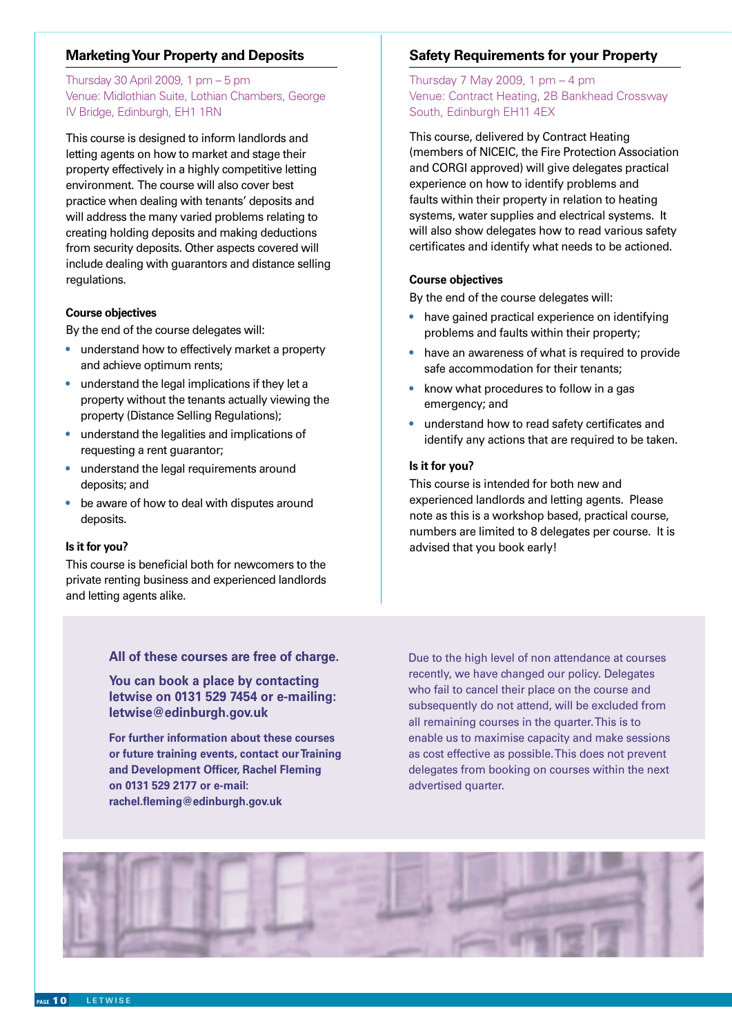## Marketing Your Property and Deposits

Thursday 30 April 2009, 1 pm – 5 pm
Venue: Midlothian Suite, Lothian Chambers, George IV Bridge, Edinburgh, EH1 1RN

This course is designed to inform landlords and letting agents on how to market and stage their property effectively in a highly competitive letting environment. The course will also cover best practice when dealing with tenants' deposits and will address the many varied problems relating to creating holding deposits and making deductions from security deposits. Other aspects covered will include dealing with guarantors and distance selling regulations.

**Course objectives**

By the end of the course delegates will:

- understand how to effectively market a property and achieve optimum rents;
- understand the legal implications if they let a property without the tenants actually viewing the property (Distance Selling Regulations);
- understand the legalities and implications of requesting a rent guarantor;
- understand the legal requirements around deposits; and
- be aware of how to deal with disputes around deposits.

**Is it for you?**

This course is beneficial both for newcomers to the private renting business and experienced landlords and letting agents alike.

## Safety Requirements for your Property

Thursday 7 May 2009, 1 pm – 4 pm
Venue: Contract Heating, 2B Bankhead Crossway South, Edinburgh EH11 4EX

This course, delivered by Contract Heating (members of NICEIC, the Fire Protection Association and CORGI approved) will give delegates practical experience on how to identify problems and faults within their property in relation to heating systems, water supplies and electrical systems. It will also show delegates how to read various safety certificates and identify what needs to be actioned.

**Course objectives**

By the end of the course delegates will:

- have gained practical experience on identifying problems and faults within their property;
- have an awareness of what is required to provide safe accommodation for their tenants;
- know what procedures to follow in a gas emergency; and
- understand how to read safety certificates and identify any actions that are required to be taken.

**Is it for you?**

This course is intended for both new and experienced landlords and letting agents. Please note as this is a workshop based, practical course, numbers are limited to 8 delegates per course. It is advised that you book early!

**All of these courses are free of charge.**

**You can book a place by contacting letwise on 0131 529 7454 or e-mailing: letwise@edinburgh.gov.uk**

**For further information about these courses or future training events, contact our Training and Development Officer, Rachel Fleming on 0131 529 2177 or e-mail: rachel.fleming@edinburgh.gov.uk**

Due to the high level of non attendance at courses recently, we have changed our policy. Delegates who fail to cancel their place on the course and subsequently do not attend, will be excluded from all remaining courses in the quarter. This is to enable us to maximise capacity and make sessions as cost effective as possible. This does not prevent delegates from booking on courses within the next advertised quarter.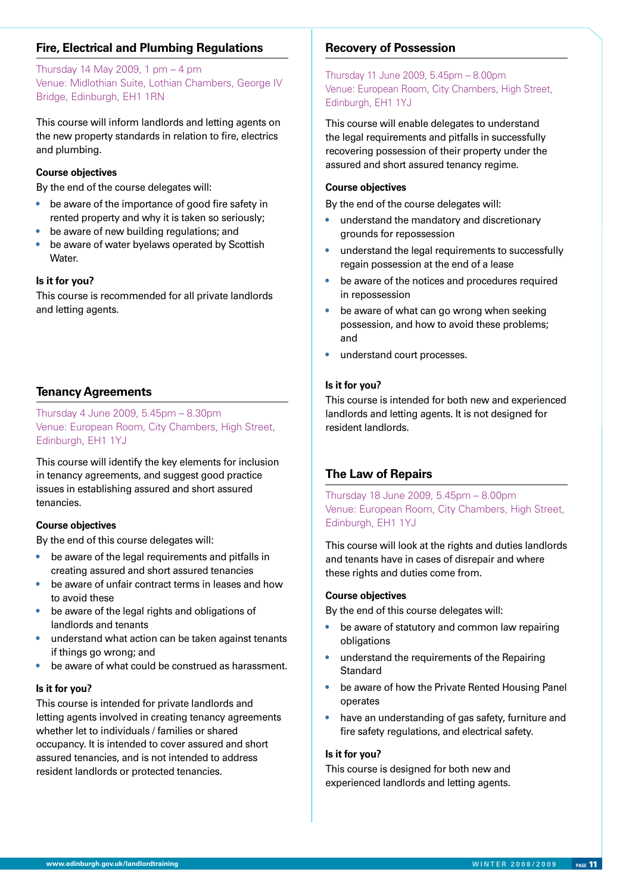## Fire, Electrical and Plumbing Regulations

Thursday 14 May 2009, 1 pm – 4 pm
Venue: Midlothian Suite, Lothian Chambers, George IV Bridge, Edinburgh, EH1 1RN

This course will inform landlords and letting agents on the new property standards in relation to fire, electrics and plumbing.

**Course objectives**

By the end of the course delegates will:

- be aware of the importance of good fire safety in rented property and why it is taken so seriously;
- be aware of new building regulations; and
- be aware of water byelaws operated by Scottish Water.

**Is it for you?**

This course is recommended for all private landlords and letting agents.

## Tenancy Agreements

Thursday 4 June 2009, 5.45pm – 8.30pm
Venue: European Room, City Chambers, High Street, Edinburgh, EH1 1YJ

This course will identify the key elements for inclusion in tenancy agreements, and suggest good practice issues in establishing assured and short assured tenancies.

**Course objectives**

By the end of this course delegates will:

- be aware of the legal requirements and pitfalls in creating assured and short assured tenancies
- be aware of unfair contract terms in leases and how to avoid these
- be aware of the legal rights and obligations of landlords and tenants
- understand what action can be taken against tenants if things go wrong; and
- be aware of what could be construed as harassment.

**Is it for you?**

This course is intended for private landlords and letting agents involved in creating tenancy agreements whether let to individuals / families or shared occupancy. It is intended to cover assured and short assured tenancies, and is not intended to address resident landlords or protected tenancies.

## Recovery of Possession

Thursday 11 June 2009, 5.45pm – 8.00pm
Venue: European Room, City Chambers, High Street, Edinburgh, EH1 1YJ

This course will enable delegates to understand the legal requirements and pitfalls in successfully recovering possession of their property under the assured and short assured tenancy regime.

**Course objectives**

By the end of the course delegates will:

- understand the mandatory and discretionary grounds for repossession
- understand the legal requirements to successfully regain possession at the end of a lease
- be aware of the notices and procedures required in repossession
- be aware of what can go wrong when seeking possession, and how to avoid these problems; and
- understand court processes.

**Is it for you?**

This course is intended for both new and experienced landlords and letting agents. It is not designed for resident landlords.

## The Law of Repairs

Thursday 18 June 2009, 5.45pm – 8.00pm
Venue: European Room, City Chambers, High Street, Edinburgh, EH1 1YJ

This course will look at the rights and duties landlords and tenants have in cases of disrepair and where these rights and duties come from.

**Course objectives**

By the end of this course delegates will:

- be aware of statutory and common law repairing obligations
- understand the requirements of the Repairing Standard
- be aware of how the Private Rented Housing Panel operates
- have an understanding of gas safety, furniture and fire safety regulations, and electrical safety.

**Is it for you?**

This course is designed for both new and experienced landlords and letting agents.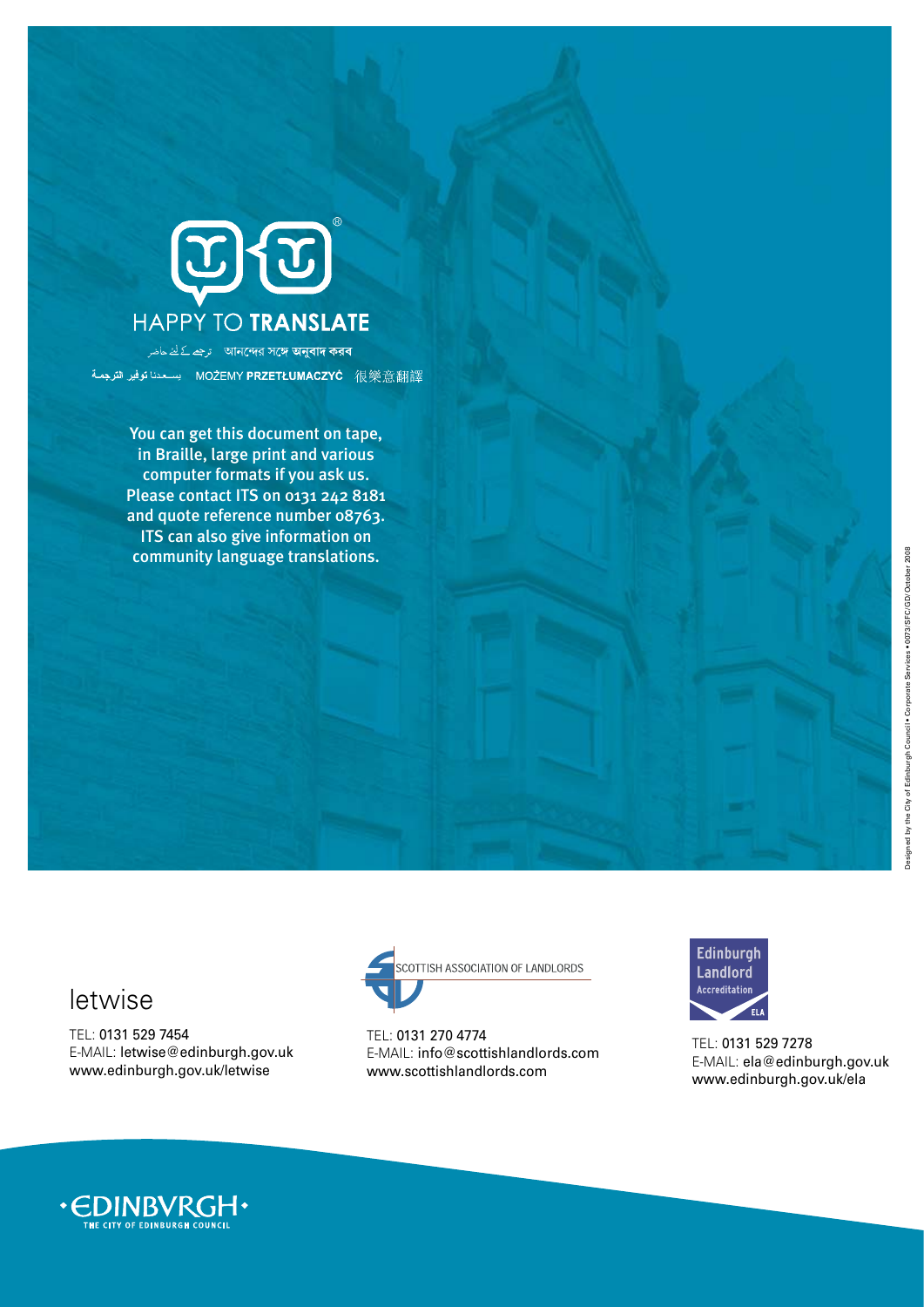HAPPY TO **TRANSLATE**

ترجمے کے لئے حاضر   আনন্দের সঙ্গে অনুবাদ করব

يسعدنا توفير الترجمة   MOŻEMY **PRZETŁUMACZYĆ**   很樂意翻譯

**You can get this document on tape, in Braille, large print and various computer formats if you ask us. Please contact ITS on 0131 242 8181 and quote reference number 08763. ITS can also give information on community language translations.**

Designed by the City of Edinburgh Council • Corporate Services • 0073/SFC/GD/ October 2008

## letwise

TEL: 0131 529 7454
E-MAIL: letwise@edinburgh.gov.uk
www.edinburgh.gov.uk/letwise

## SCOTTISH ASSOCIATION OF LANDLORDS

TEL: 0131 270 4774
E-MAIL: info@scottishlandlords.com
www.scottishlandlords.com

## Edinburgh Landlord Accreditation

ELA

TEL: 0131 529 7278
E-MAIL: ela@edinburgh.gov.uk
www.edinburgh.gov.uk/ela

• EDINBVRGH •
THE CITY OF EDINBURGH COUNCIL